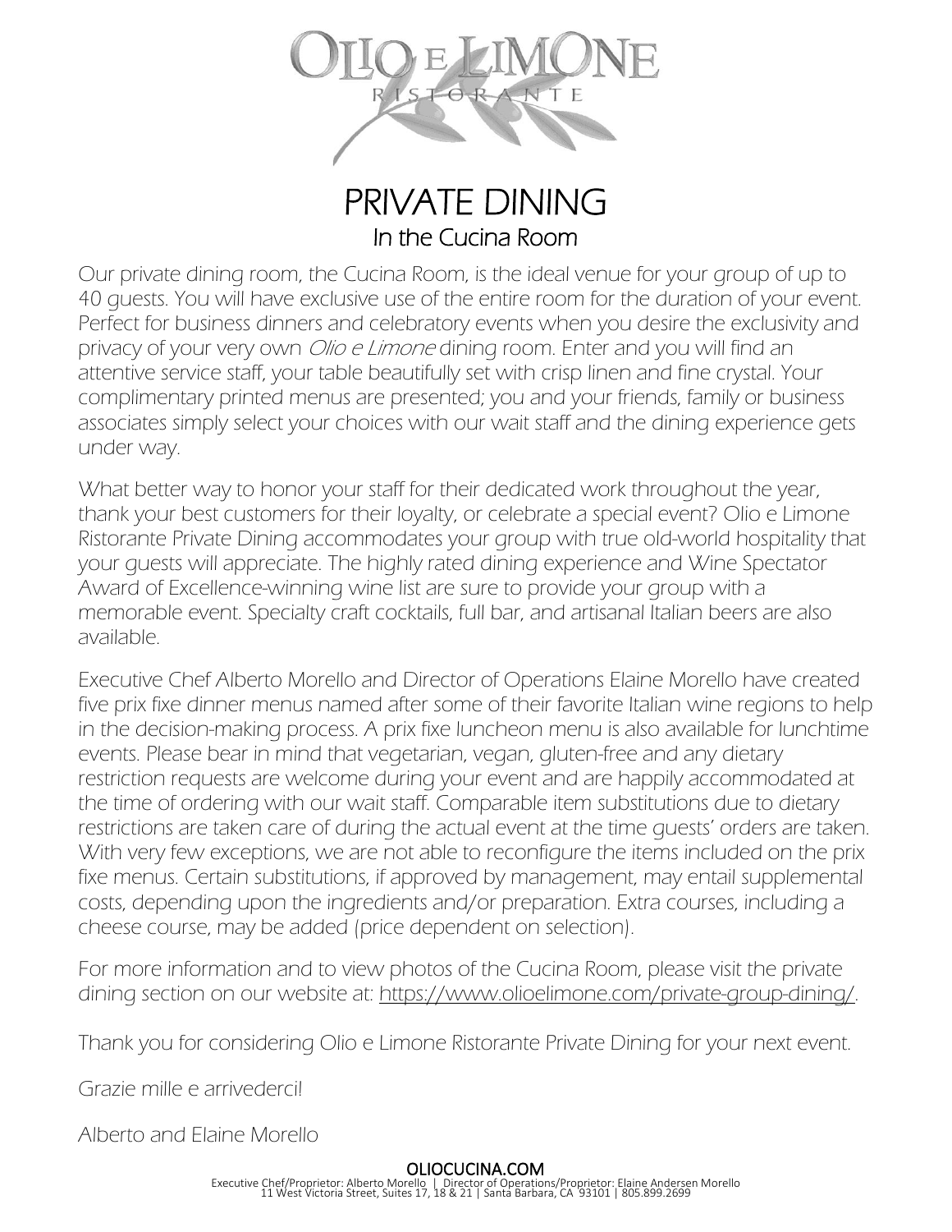# OLIO E LIMONE

RISTORANTE

# PRIVATE DINING

## In the Cucina Room

Our private dining room, the Cucina Room, is the ideal venue for your group of up to 40 guests. You will have exclusive use of the entire room for the duration of your event. Perfect for business dinners and celebratory events when you desire the exclusivity and privacy of your very own *Olio e Limone* dining room. Enter and you will find an attentive service staff, your table beautifully set with crisp linen and fine crystal. Your complimentary printed menus are presented; you and your friends, family or business associates simply select your choices with our wait staff and the dining experience gets under way.

What better way to honor your staff for their dedicated work throughout the year, thank your best customers for their loyalty, or celebrate a special event? Olio e Limone Ristorante Private Dining accommodates your group with true old-world hospitality that your guests will appreciate. The highly rated dining experience and Wine Spectator Award of Excellence-winning wine list are sure to provide your group with a memorable event. Specialty craft cocktails, full bar, and artisanal Italian beers are also available.

Executive Chef Alberto Morello and Director of Operations Elaine Morello have created five prix fixe dinner menus named after some of their favorite Italian wine regions to help in the decision-making process. A prix fixe luncheon menu is also available for lunchtime events. Please bear in mind that vegetarian, vegan, gluten-free and any dietary restriction requests are welcome during your event and are happily accommodated at the time of ordering with our wait staff. Comparable item substitutions due to dietary restrictions are taken care of during the actual event at the time guests' orders are taken. With very few exceptions, we are not able to reconfigure the items included on the prix fixe menus. Certain substitutions, if approved by management, may entail supplemental costs, depending upon the ingredients and/or preparation. Extra courses, including a cheese course, may be added (price dependent on selection).

For more information and to view photos of the Cucina Room, please visit the private dining section on our website at: https://www.olioelimone.com/private-group-dining/.

Thank you for considering Olio e Limone Ristorante Private Dining for your next event.

Grazie mille e arrivederci!

Alberto and Elaine Morello

**OLIOCUCINA.COM**

Executive Chef/Proprietor: Alberto Morello | Director of Operations/Proprietor: Elaine Andersen Morello
11 West Victoria Street, Suites 17, 18 & 21 | Santa Barbara, CA 93101 | 805.899.2699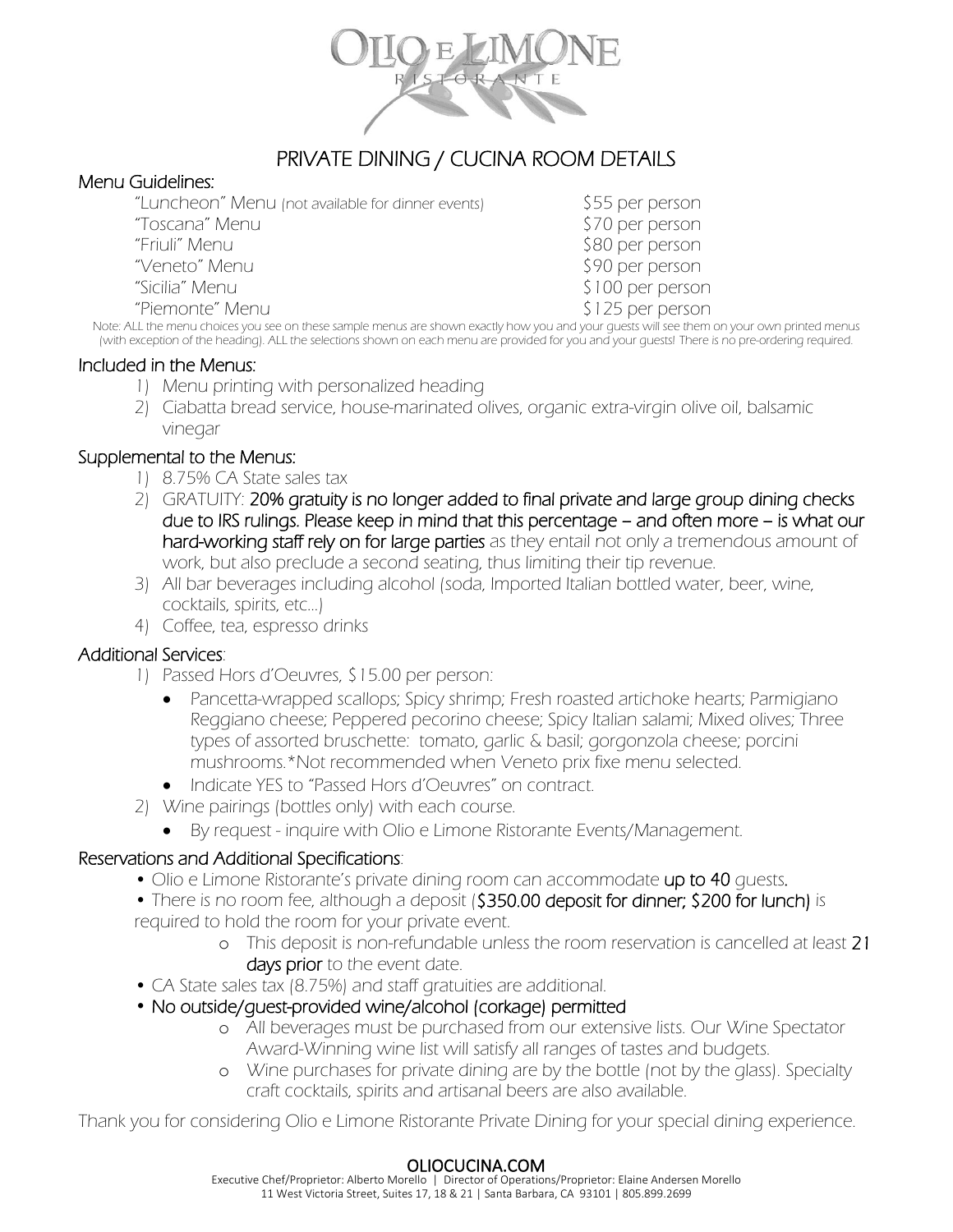# OLIO E LIMONE RISTORANTE

## PRIVATE DINING / CUCINA ROOM DETAILS

### Menu Guidelines:

| Menu | Price |
|---|---|
| "Luncheon" Menu (not available for dinner events) | $55 per person |
| "Toscana" Menu | $70 per person |
| "Friuli" Menu | $80 per person |
| "Veneto" Menu | $90 per person |
| "Sicilia" Menu | $100 per person |
| "Piemonte" Menu | $125 per person |

Note: ALL the menu choices you see on these sample menus are shown exactly how you and your guests will see them on your own printed menus (with exception of the heading). ALL the selections shown on each menu are provided for you and your guests! There is no pre-ordering required.

### Included in the Menus:

1) Menu printing with personalized heading
2) Ciabatta bread service, house-marinated olives, organic extra-virgin olive oil, balsamic vinegar

### Supplemental to the Menus:

1) 8.75% CA State sales tax
2) GRATUITY: **20% gratuity is no longer added to final private and large group dining checks due to IRS rulings. Please keep in mind that this percentage – and often more – is what our hard-working staff rely on for large parties** as they entail not only a tremendous amount of work, but also preclude a second seating, thus limiting their tip revenue.
3) All bar beverages including alcohol (soda, Imported Italian bottled water, beer, wine, cocktails, spirits, etc...)
4) Coffee, tea, espresso drinks

### Additional Services:

1) Passed Hors d'Oeuvres, $15.00 per person:
   - Pancetta-wrapped scallops; Spicy shrimp; Fresh roasted artichoke hearts; Parmigiano Reggiano cheese; Peppered pecorino cheese; Spicy Italian salami; Mixed olives; Three types of assorted bruschette: tomato, garlic & basil; gorgonzola cheese; porcini mushrooms.*Not recommended when Veneto prix fixe menu selected.
   - Indicate YES to "Passed Hors d'Oeuvres" on contract.
2) Wine pairings (bottles only) with each course.
   - By request - inquire with Olio e Limone Ristorante Events/Management.

### Reservations and Additional Specifications:

- Olio e Limone Ristorante's private dining room can accommodate **up to 40** guests.
- There is no room fee, although a deposit (**$350.00 deposit for dinner; $200 for lunch)** is required to hold the room for your private event.
  - This deposit is non-refundable unless the room reservation is cancelled at least **21 days prior** to the event date.
- CA State sales tax (8.75%) and staff gratuities are additional.
- **No outside/guest-provided wine/alcohol (corkage) permitted**
  - All beverages must be purchased from our extensive lists. Our Wine Spectator Award-Winning wine list will satisfy all ranges of tastes and budgets.
  - Wine purchases for private dining are by the bottle (not by the glass). Specialty craft cocktails, spirits and artisanal beers are also available.

Thank you for considering Olio e Limone Ristorante Private Dining for your special dining experience.

**OLIOCUCINA.COM**

Executive Chef/Proprietor: Alberto Morello | Director of Operations/Proprietor: Elaine Andersen Morello
11 West Victoria Street, Suites 17, 18 & 21 | Santa Barbara, CA 93101 | 805.899.2699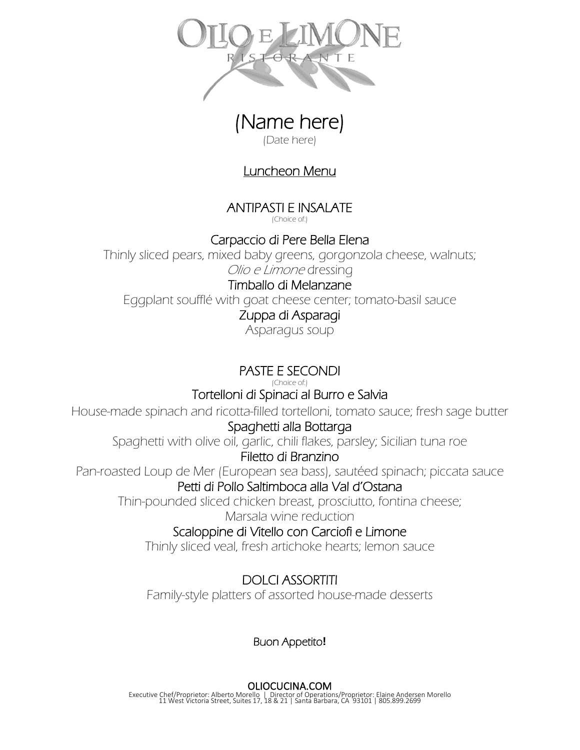# OLIO E LIMONE
RISTORANTE

# (Name here)

(Date here)

## Luncheon Menu

### ANTIPASTI E INSALATE

(Choice of:)

**Carpaccio di Pere Bella Elena**
Thinly sliced pears, mixed baby greens, gorgonzola cheese, walnuts; *Olio e Limone* dressing

**Timballo di Melanzane**
Eggplant soufflé with goat cheese center; tomato-basil sauce

**Zuppa di Asparagi**
Asparagus soup

### PASTE E SECONDI

(Choice of:)

**Tortelloni di Spinaci al Burro e Salvia**
House-made spinach and ricotta-filled tortelloni, tomato sauce; fresh sage butter

**Spaghetti alla Bottarga**
Spaghetti with olive oil, garlic, chili flakes, parsley; Sicilian tuna roe

**Filetto di Branzino**
Pan-roasted Loup de Mer (European sea bass), sautéed spinach; piccata sauce

**Petti di Pollo Saltimboca alla Val d'Ostana**
Thin-pounded sliced chicken breast, prosciutto, fontina cheese; Marsala wine reduction

**Scaloppine di Vitello con Carciofi e Limone**
Thinly sliced veal, fresh artichoke hearts; lemon sauce

### DOLCI ASSORTITI

Family-style platters of assorted house-made desserts

Buon Appetito!

OLIOCUCINA.COM
Executive Chef/Proprietor: Alberto Morello | Director of Operations/Proprietor: Elaine Andersen Morello
11 West Victoria Street, Suites 17, 18 & 21 | Santa Barbara, CA 93101 | 805.899.2699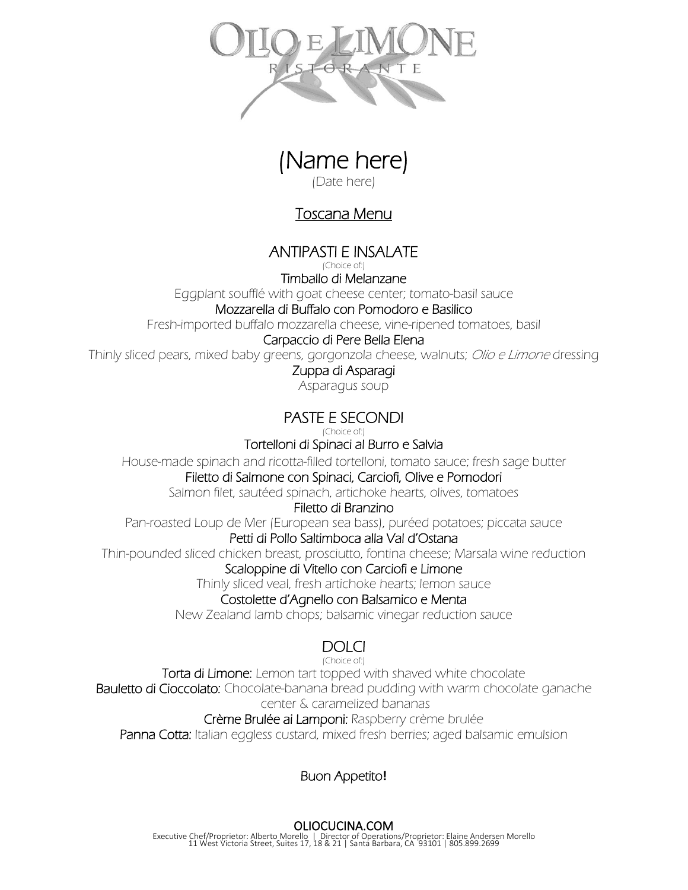# OLIO E LIMONE
RISTORANTE

## (Name here)
(Date here)

### Toscana Menu

### ANTIPASTI E INSALATE
(Choice of:)

**Timballo di Melanzane**
Eggplant soufflé with goat cheese center; tomato-basil sauce

**Mozzarella di Buffalo con Pomodoro e Basilico**
Fresh-imported buffalo mozzarella cheese, vine-ripened tomatoes, basil

**Carpaccio di Pere Bella Elena**
Thinly sliced pears, mixed baby greens, gorgonzola cheese, walnuts; *Olio e Limone* dressing

**Zuppa di Asparagi**
Asparagus soup

### PASTE E SECONDI
(Choice of:)

**Tortelloni di Spinaci al Burro e Salvia**
House-made spinach and ricotta-filled tortelloni, tomato sauce; fresh sage butter

**Filetto di Salmone con Spinaci, Carciofi, Olive e Pomodori**
Salmon filet, sautéed spinach, artichoke hearts, olives, tomatoes

**Filetto di Branzino**
Pan-roasted Loup de Mer (European sea bass), puréed potatoes; piccata sauce

**Petti di Pollo Saltimboca alla Val d'Ostana**
Thin-pounded sliced chicken breast, prosciutto, fontina cheese; Marsala wine reduction

**Scaloppine di Vitello con Carciofi e Limone**
Thinly sliced veal, fresh artichoke hearts; lemon sauce

**Costolette d'Agnello con Balsamico e Menta**
New Zealand lamb chops; balsamic vinegar reduction sauce

### DOLCI
(Choice of:)

**Torta di Limone:** Lemon tart topped with shaved white chocolate

**Bauletto di Cioccolato:** Chocolate-banana bread pudding with warm chocolate ganache center & caramelized bananas

**Crème Brulée ai Lamponi:** Raspberry crème brulée

**Panna Cotta:** Italian eggless custard, mixed fresh berries; aged balsamic emulsion

Buon Appetito**!**

OLIOCUCINA.COM
Executive Chef/Proprietor: Alberto Morello | Director of Operations/Proprietor: Elaine Andersen Morello
11 West Victoria Street, Suites 17, 18 & 21 | Santa Barbara, CA 93101 | 805.899.2699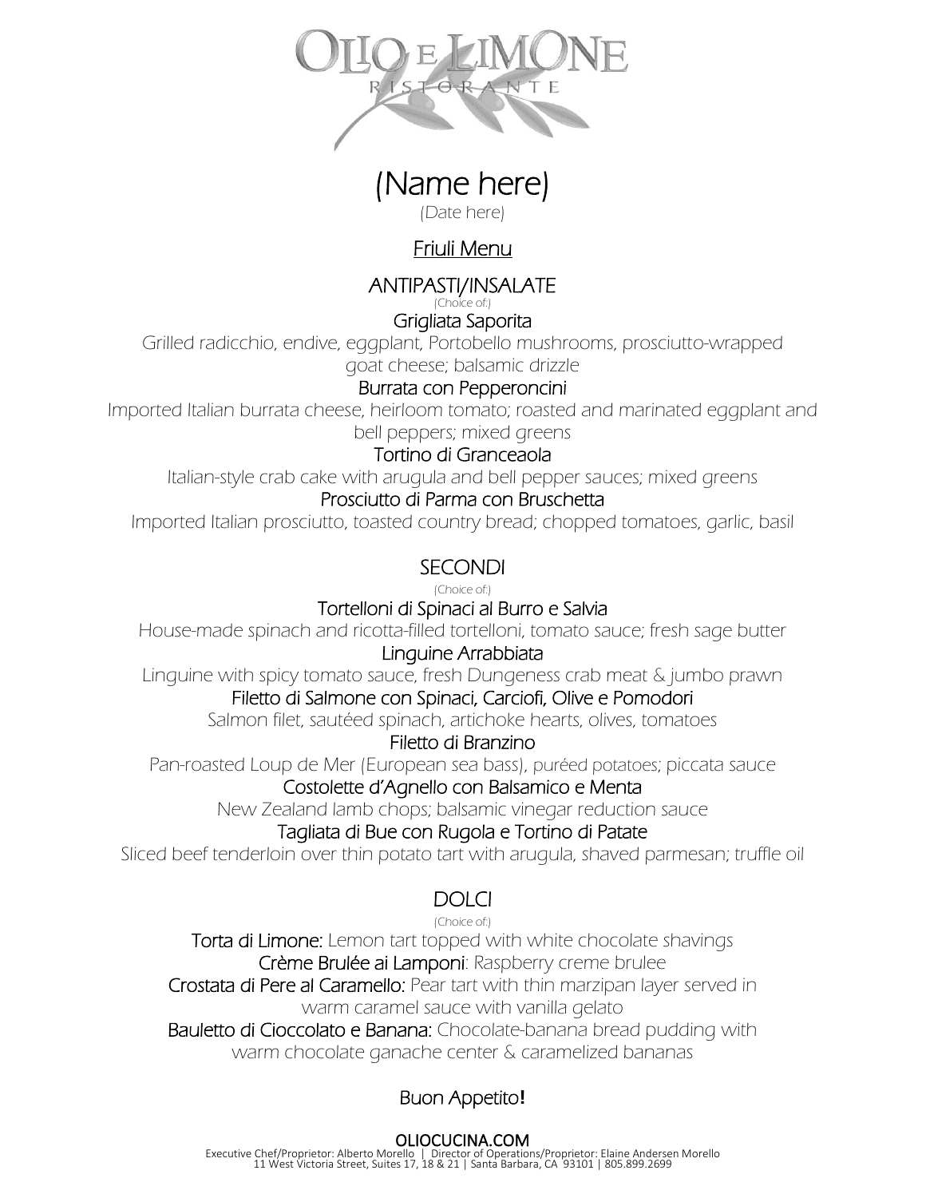# OLIO E LIMONE
RISTORANTE

## (Name here)

(Date here)

Friuli Menu

### ANTIPASTI/INSALATE

(Choice of:)

**Grigliata Saporita**

*Grilled radicchio, endive, eggplant, Portobello mushrooms, prosciutto-wrapped goat cheese; balsamic drizzle*

**Burrata con Pepperoncini**

*Imported Italian burrata cheese, heirloom tomato; roasted and marinated eggplant and bell peppers; mixed greens*

**Tortino di Granceaola**

*Italian-style crab cake with arugula and bell pepper sauces; mixed greens*

**Prosciutto di Parma con Bruschetta**

*Imported Italian prosciutto, toasted country bread; chopped tomatoes, garlic, basil*

### SECONDI

(Choice of:)

**Tortelloni di Spinaci al Burro e Salvia**

*House-made spinach and ricotta-filled tortelloni, tomato sauce; fresh sage butter*

**Linguine Arrabbiata**

*Linguine with spicy tomato sauce, fresh Dungeness crab meat & jumbo prawn*

**Filetto di Salmone con Spinaci, Carciofi, Olive e Pomodori**

*Salmon filet, sautéed spinach, artichoke hearts, olives, tomatoes*

**Filetto di Branzino**

*Pan-roasted Loup de Mer (European sea bass), puréed potatoes; piccata sauce*

**Costolette d'Agnello con Balsamico e Menta**

*New Zealand lamb chops; balsamic vinegar reduction sauce*

**Tagliata di Bue con Rugola e Tortino di Patate**

*Sliced beef tenderloin over thin potato tart with arugula, shaved parmesan; truffle oil*

### DOLCI

(Choice of:)

**Torta di Limone:** *Lemon tart topped with white chocolate shavings*

**Crème Brulée ai Lamponi**: *Raspberry creme brulee*

**Crostata di Pere al Caramello:** *Pear tart with thin marzipan layer served in warm caramel sauce with vanilla gelato*

**Bauletto di Cioccolato e Banana:** *Chocolate-banana bread pudding with warm chocolate ganache center & caramelized bananas*

Buon Appetito!

OLIOCUCINA.COM

Executive Chef/Proprietor: Alberto Morello | Director of Operations/Proprietor: Elaine Andersen Morello
11 West Victoria Street, Suites 17, 18 & 21 | Santa Barbara, CA 93101 | 805.899.2699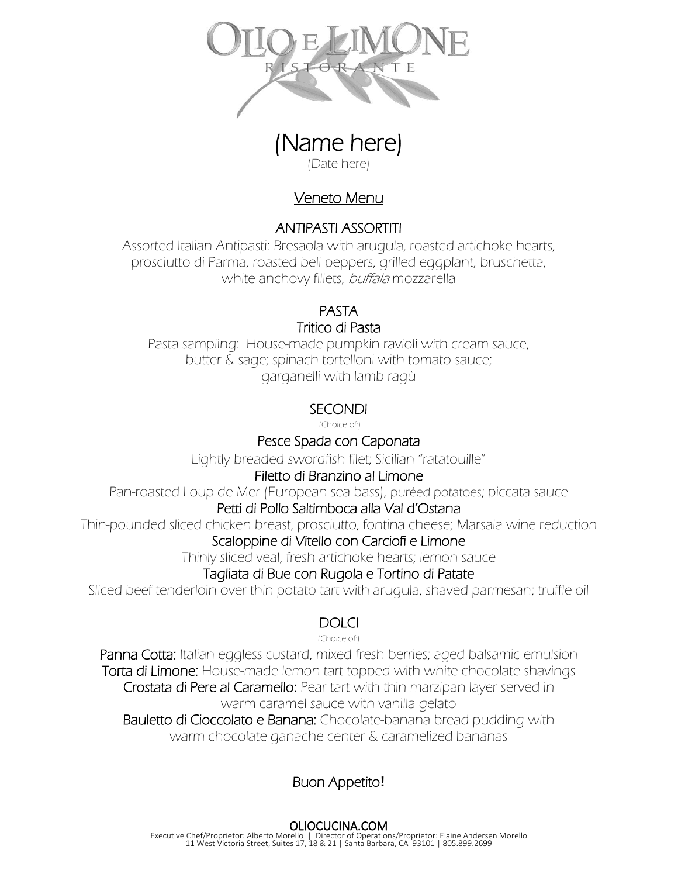# OLIO E LIMONE

RISTORANTE

## (Name here)

(Date here)

### Veneto Menu

#### ANTIPASTI ASSORTITI

Assorted Italian Antipasti: Bresaola with arugula, roasted artichoke hearts, prosciutto di Parma, roasted bell peppers, grilled eggplant, bruschetta, white anchovy fillets, *buffala* mozzarella

#### PASTA

Tritico di Pasta

Pasta sampling: House-made pumpkin ravioli with cream sauce, butter & sage; spinach tortelloni with tomato sauce; garganelli with lamb ragù

#### SECONDI

(Choice of:)

Pesce Spada con Caponata

Lightly breaded swordfish filet; Sicilian "ratatouille"

Filetto di Branzino al Limone

Pan-roasted Loup de Mer (European sea bass), puréed potatoes; piccata sauce

Petti di Pollo Saltimboca alla Val d'Ostana

Thin-pounded sliced chicken breast, prosciutto, fontina cheese; Marsala wine reduction

Scaloppine di Vitello con Carciofi e Limone

Thinly sliced veal, fresh artichoke hearts; lemon sauce

Tagliata di Bue con Rugola e Tortino di Patate

Sliced beef tenderloin over thin potato tart with arugula, shaved parmesan; truffle oil

#### DOLCI

(Choice of:)

Panna Cotta: Italian eggless custard, mixed fresh berries; aged balsamic emulsion

Torta di Limone: House-made lemon tart topped with white chocolate shavings

Crostata di Pere al Caramello: Pear tart with thin marzipan layer served in warm caramel sauce with vanilla gelato

Bauletto di Cioccolato e Banana: Chocolate-banana bread pudding with warm chocolate ganache center & caramelized bananas

Buon Appetito!

OLIOCUCINA.COM

Executive Chef/Proprietor: Alberto Morello | Director of Operations/Proprietor: Elaine Andersen Morello
11 West Victoria Street, Suites 17, 18 & 21 | Santa Barbara, CA 93101 | 805.899.2699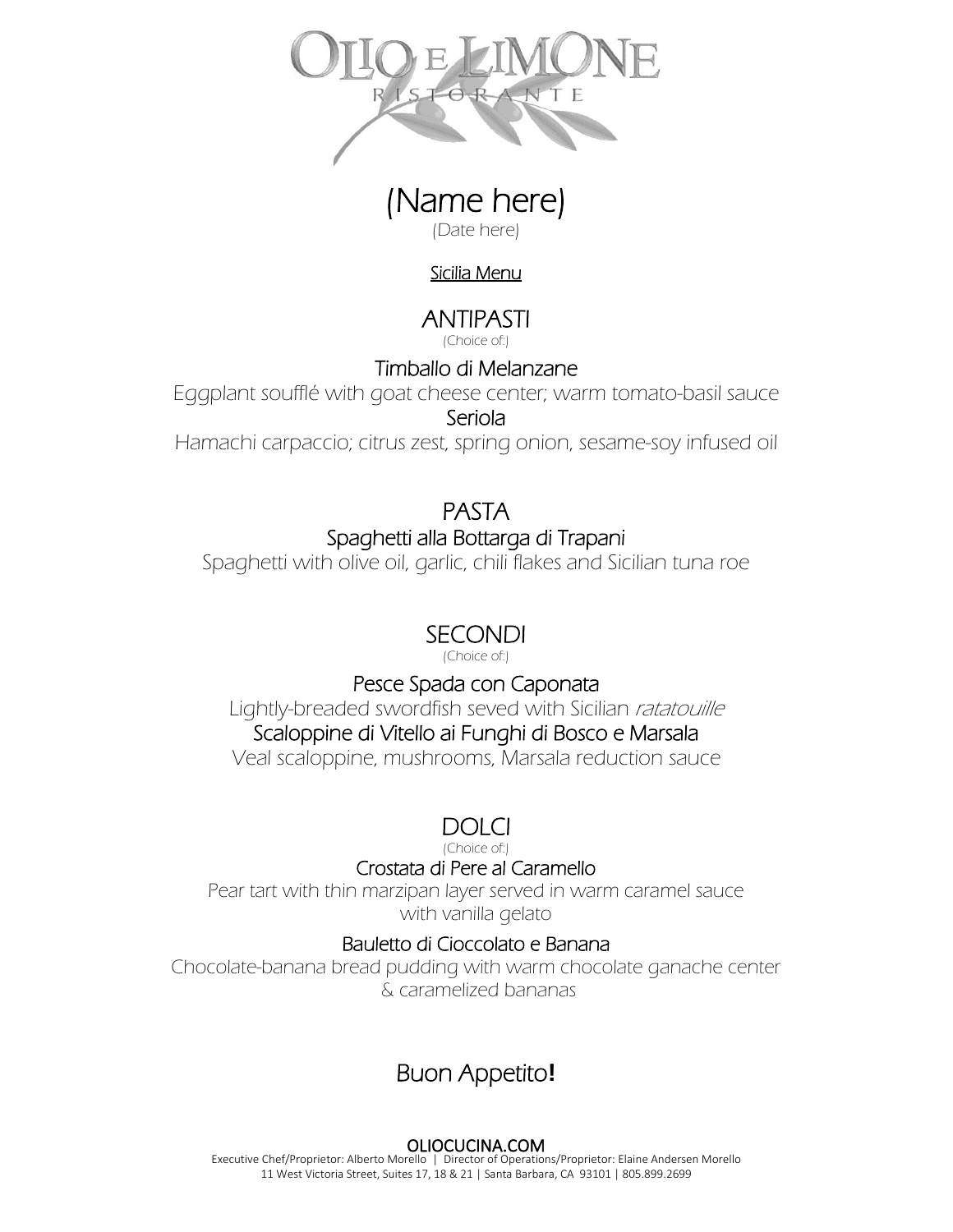# OLIO E LIMONE
RISTORANTE

## (Name here)

(Date here)

Sicilia Menu

### ANTIPASTI

(Choice of:)

**Timballo di Melanzane**
Eggplant soufflé with goat cheese center; warm tomato-basil sauce

**Seriola**
Hamachi carpaccio; citrus zest, spring onion, sesame-soy infused oil

### PASTA

**Spaghetti alla Bottarga di Trapani**
Spaghetti with olive oil, garlic, chili flakes and Sicilian tuna roe

### SECONDI

(Choice of:)

**Pesce Spada con Caponata**
Lightly-breaded swordfish seved with Sicilian *ratatouille*

**Scaloppine di Vitello ai Funghi di Bosco e Marsala**
Veal scaloppine, mushrooms, Marsala reduction sauce

### DOLCI

(Choice of:)

**Crostata di Pere al Caramello**
Pear tart with thin marzipan layer served in warm caramel sauce with vanilla gelato

**Bauletto di Cioccolato e Banana**
Chocolate-banana bread pudding with warm chocolate ganache center & caramelized bananas

## Buon Appetito!

OLIOCUCINA.COM
Executive Chef/Proprietor: Alberto Morello | Director of Operations/Proprietor: Elaine Andersen Morello
11 West Victoria Street, Suites 17, 18 & 21 | Santa Barbara, CA 93101 | 805.899.2699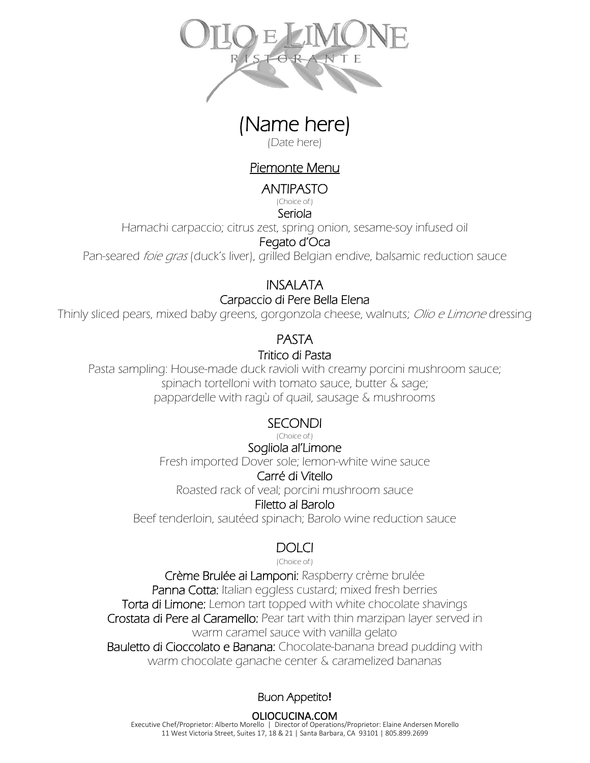# OLIO E LIMONE

RISTORANTE

## (Name here)

(Date here)

### Piemonte Menu

### ANTIPASTO

(Choice of:)

**Seriola**

Hamachi carpaccio; citrus zest, spring onion, sesame-soy infused oil

**Fegato d'Oca**

Pan-seared *foie gras* (duck's liver), grilled Belgian endive, balsamic reduction sauce

### INSALATA

**Carpaccio di Pere Bella Elena**

Thinly sliced pears, mixed baby greens, gorgonzola cheese, walnuts; *Olio e Limone* dressing

### PASTA

**Tritico di Pasta**

Pasta sampling: House-made duck ravioli with creamy porcini mushroom sauce;
spinach tortelloni with tomato sauce, butter & sage;
pappardelle with ragù of quail, sausage & mushrooms

### SECONDI

(Choice of:)

**Sogliola al'Limone**

Fresh imported Dover sole; lemon-white wine sauce

**Carré di Vitello**

Roasted rack of veal; porcini mushroom sauce

**Filetto al Barolo**

Beef tenderloin, sautéed spinach; Barolo wine reduction sauce

### DOLCI

(Choice of:)

**Crème Brulée ai Lamponi:** Raspberry crème brulée

**Panna Cotta:** Italian eggless custard; mixed fresh berries

**Torta di Limone:** Lemon tart topped with white chocolate shavings

**Crostata di Pere al Caramello:** Pear tart with thin marzipan layer served in warm caramel sauce with vanilla gelato

**Bauletto di Cioccolato e Banana:** Chocolate-banana bread pudding with warm chocolate ganache center & caramelized bananas

Buon Appetito!

OLIOCUCINA.COM

Executive Chef/Proprietor: Alberto Morello | Director of Operations/Proprietor: Elaine Andersen Morello

11 West Victoria Street, Suites 17, 18 & 21 | Santa Barbara, CA 93101 | 805.899.2699